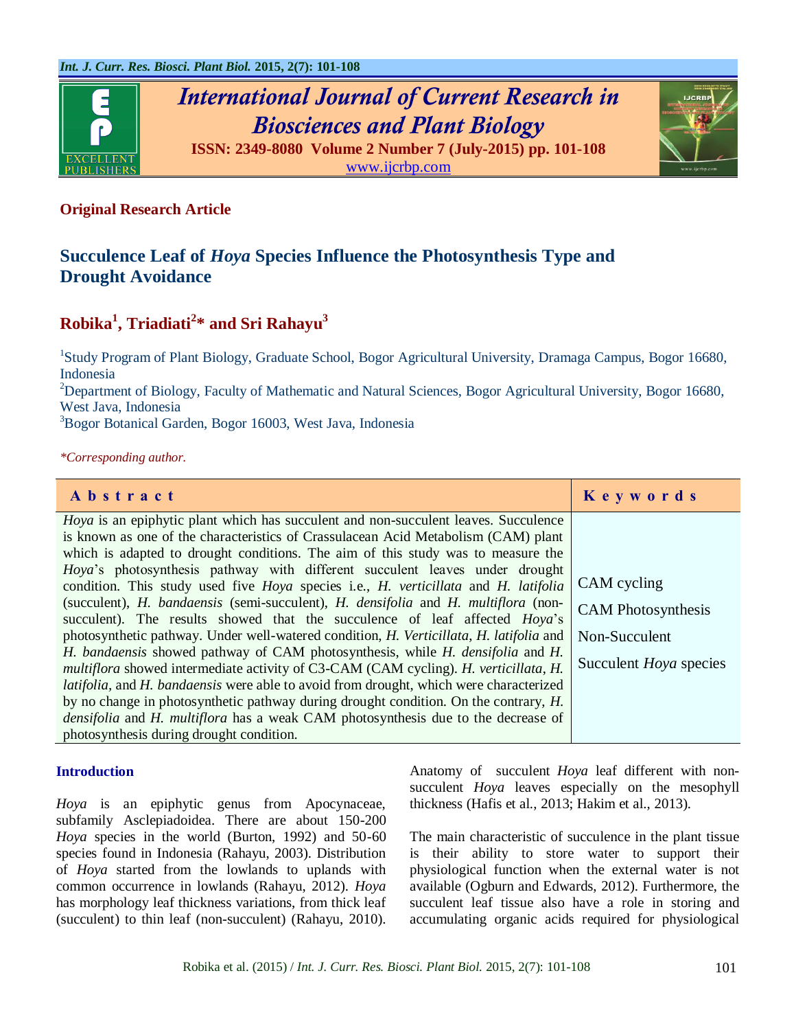# International Journal of Current Research in Biosciences and Plant Biology

**ISSN: 2349-8080 Volume 2 Number 7 (July-2015) pp. 101-108**
www.ijcrbp.com

**Original Research Article**

## Succulence Leaf of *Hoya* Species Influence the Photosynthesis Type and Drought Avoidance

**Robika[1], Triadiati[2]* and Sri Rahayu[3]**

[1]Study Program of Plant Biology, Graduate School, Bogor Agricultural University, Dramaga Campus, Bogor 16680, Indonesia
[2]Department of Biology, Faculty of Mathematic and Natural Sciences, Bogor Agricultural University, Bogor 16680, West Java, Indonesia
[3]Bogor Botanical Garden, Bogor 16003, West Java, Indonesia

*\*Corresponding author.*

| Abstract | Keywords |
|---|---|
| *Hoya* is an epiphytic plant which has succulent and non-succulent leaves. Succulence is known as one of the characteristics of Crassulacean Acid Metabolism (CAM) plant which is adapted to drought conditions. The aim of this study was to measure the *Hoya*'s photosynthesis pathway with different succulent leaves under drought condition. This study used five *Hoya* species i.e., *H. verticillata* and *H. latifolia* (succulent), *H. bandaensis* (semi-succulent), *H. densifolia* and *H. multiflora* (non-succulent). The results showed that the succulence of leaf affected *Hoya*'s photosynthetic pathway. Under well-watered condition, *H. Verticillata*, *H. latifolia* and *H. bandaensis* showed pathway of CAM photosynthesis, while *H. densifolia* and *H. multiflora* showed intermediate activity of C3-CAM (CAM cycling). *H. verticillata*, *H. latifolia,* and *H. bandaensis* were able to avoid from drought, which were characterized by no change in photosynthetic pathway during drought condition. On the contrary, *H. densifolia* and *H. multiflora* has a weak CAM photosynthesis due to the decrease of photosynthesis during drought condition. | CAM cycling<br>CAM Photosynthesis<br>Non-Succulent<br>Succulent *Hoya* species |

### Introduction

*Hoya* is an epiphytic genus from Apocynaceae, subfamily Asclepiadoidea. There are about 150-200 *Hoya* species in the world (Burton, 1992) and 50-60 species found in Indonesia (Rahayu, 2003). Distribution of *Hoya* started from the lowlands to uplands with common occurrence in lowlands (Rahayu, 2012). *Hoya* has morphology leaf thickness variations, from thick leaf (succulent) to thin leaf (non-succulent) (Rahayu, 2010). Anatomy of succulent *Hoya* leaf different with non-succulent *Hoya* leaves especially on the mesophyll thickness (Hafis et al., 2013; Hakim et al., 2013).

The main characteristic of succulence in the plant tissue is their ability to store water to support their physiological function when the external water is not available (Ogburn and Edwards, 2012). Furthermore, the succulent leaf tissue also have a role in storing and accumulating organic acids required for physiological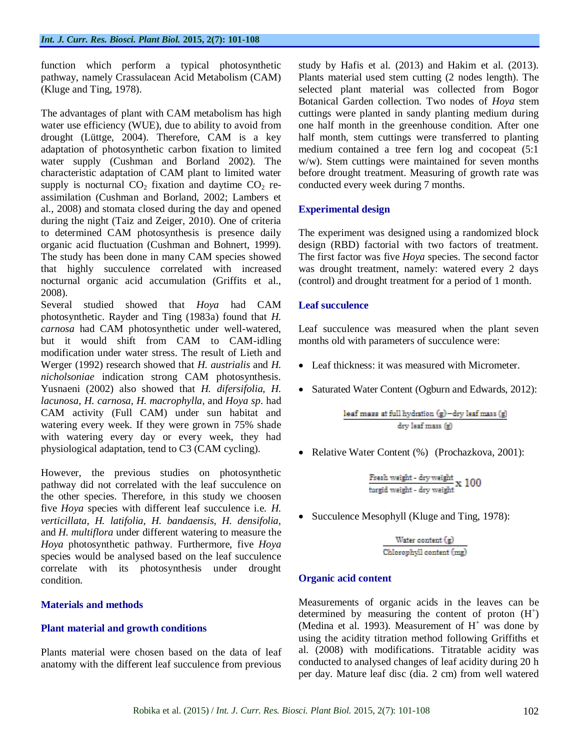function which perform a typical photosynthetic pathway, namely Crassulacean Acid Metabolism (CAM) (Kluge and Ting, 1978).

The advantages of plant with CAM metabolism has high water use efficiency (WUE), due to ability to avoid from drought (Lüttge, 2004). Therefore, CAM is a key adaptation of photosynthetic carbon fixation to limited water supply (Cushman and Borland 2002). The characteristic adaptation of CAM plant to limited water supply is nocturnal $CO_2$ fixation and daytime $CO_2$ re-assimilation (Cushman and Borland, 2002; Lambers et al., 2008) and stomata closed during the day and opened during the night (Taiz and Zeiger, 2010). One of criteria to determined CAM photosynthesis is presence daily organic acid fluctuation (Cushman and Bohnert, 1999). The study has been done in many CAM species showed that highly succulence correlated with increased nocturnal organic acid accumulation (Griffits et al., 2008).

Several studied showed that *Hoya* had CAM photosynthetic. Rayder and Ting (1983a) found that *H. carnosa* had CAM photosynthetic under well-watered, but it would shift from CAM to CAM-idling modification under water stress. The result of Lieth and Werger (1992) research showed that *H. austrialis* and *H. nicholsoniae* indication strong CAM photosynthesis. Yusnaeni (2002) also showed that *H. difersifolia*, *H. lacunosa*, *H. carnosa*, *H. macrophylla*, and *Hoya sp*. had CAM activity (Full CAM) under sun habitat and watering every week. If they were grown in 75% shade with watering every day or every week, they had physiological adaptation, tend to C3 (CAM cycling).

However, the previous studies on photosynthetic pathway did not correlated with the leaf succulence on the other species. Therefore, in this study we choosen five *Hoya* species with different leaf succulence i.e. *H. verticillata*, *H. latifolia*, *H. bandaensis*, *H. densifolia*, and *H. multiflora* under different watering to measure the *Hoya* photosynthetic pathway. Furthermore, five *Hoya* species would be analysed based on the leaf succulence correlate with its photosynthesis under drought condition.

## Materials and methods

### Plant material and growth conditions

Plants material were chosen based on the data of leaf anatomy with the different leaf succulence from previous study by Hafis et al. (2013) and Hakim et al. (2013). Plants material used stem cutting (2 nodes length). The selected plant material was collected from Bogor Botanical Garden collection. Two nodes of *Hoya* stem cuttings were planted in sandy planting medium during one half month in the greenhouse condition. After one half month, stem cuttings were transferred to planting medium contained a tree fern log and cocopeat (5:1 w/w). Stem cuttings were maintained for seven months before drought treatment. Measuring of growth rate was conducted every week during 7 months.

### Experimental design

The experiment was designed using a randomized block design (RBD) factorial with two factors of treatment. The first factor was five *Hoya* species. The second factor was drought treatment, namely: watered every 2 days (control) and drought treatment for a period of 1 month.

### Leaf succulence

Leaf succulence was measured when the plant seven months old with parameters of succulence were:

- Leaf thickness: it was measured with Micrometer.
- Saturated Water Content (Ogburn and Edwards, 2012):

$$\frac{\text{leaf mass at full hydration (g)} - \text{dry leaf mass (g)}}{\text{dry leaf mass (g)}}$$

- Relative Water Content (%) (Prochazkova, 2001):

$$\frac{\text{Fresh weight - dry weight}}{\text{turgid weight - dry weight}} \times 100$$

- Succulence Mesophyll (Kluge and Ting, 1978):

$$\frac{\text{Water content (g)}}{\text{Chlorophyll content (mg)}}$$

### Organic acid content

Measurements of organic acids in the leaves can be determined by measuring the content of proton ($H^+$) (Medina et al. 1993). Measurement of $H^+$ was done by using the acidity titration method following Griffiths et al. (2008) with modifications. Titratable acidity was conducted to analysed changes of leaf acidity during 20 h per day. Mature leaf disc (dia. 2 cm) from well watered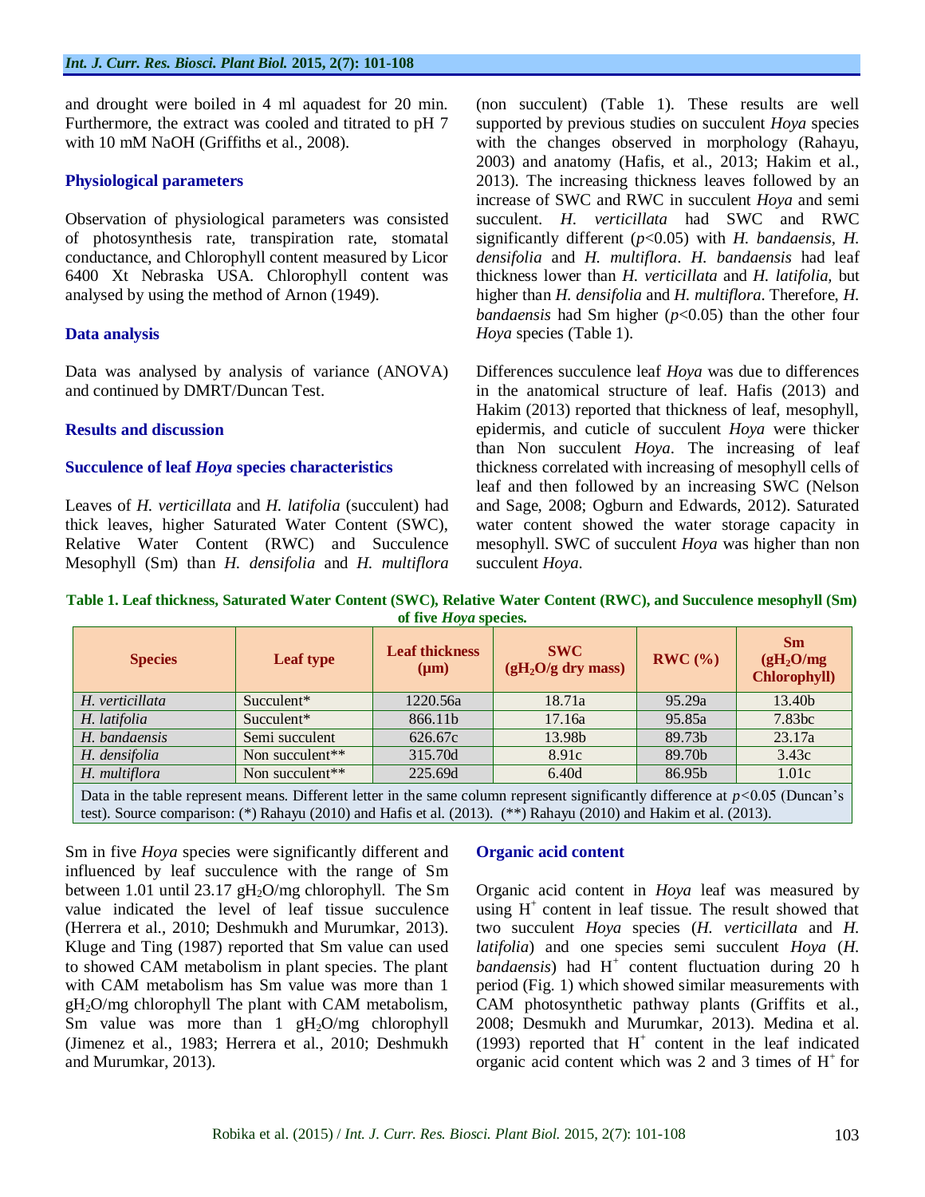and drought were boiled in 4 ml aquadest for 20 min. Furthermore, the extract was cooled and titrated to pH 7 with 10 mM NaOH (Griffiths et al., 2008).

### Physiological parameters

Observation of physiological parameters was consisted of photosynthesis rate, transpiration rate, stomatal conductance, and Chlorophyll content measured by Licor 6400 Xt Nebraska USA. Chlorophyll content was analysed by using the method of Arnon (1949).

### Data analysis

Data was analysed by analysis of variance (ANOVA) and continued by DMRT/Duncan Test.

## Results and discussion

### Succulence of leaf *Hoya* species characteristics

Leaves of *H. verticillata* and *H. latifolia* (succulent) had thick leaves, higher Saturated Water Content (SWC), Relative Water Content (RWC) and Succulence Mesophyll (Sm) than *H. densifolia* and *H. multiflora* (non succulent) (Table 1). These results are well supported by previous studies on succulent *Hoya* species with the changes observed in morphology (Rahayu, 2003) and anatomy (Hafis, et al., 2013; Hakim et al., 2013). The increasing thickness leaves followed by an increase of SWC and RWC in succulent *Hoya* and semi succulent. *H. verticillata* had SWC and RWC significantly different ($p$<0.05) with *H. bandaensis*, *H. densifolia* and *H. multiflora*. *H. bandaensis* had leaf thickness lower than *H. verticillata* and *H. latifolia*, but higher than *H. densifolia* and *H. multiflora*. Therefore, *H. bandaensis* had Sm higher ($p$<0.05) than the other four *Hoya* species (Table 1).

Differences succulence leaf *Hoya* was due to differences in the anatomical structure of leaf. Hafis (2013) and Hakim (2013) reported that thickness of leaf, mesophyll, epidermis, and cuticle of succulent *Hoya* were thicker than Non succulent *Hoya*. The increasing of leaf thickness correlated with increasing of mesophyll cells of leaf and then followed by an increasing SWC (Nelson and Sage, 2008; Ogburn and Edwards, 2012). Saturated water content showed the water storage capacity in mesophyll. SWC of succulent *Hoya* was higher than non succulent *Hoya*.

**Table 1. Leaf thickness, Saturated Water Content (SWC), Relative Water Content (RWC), and Succulence mesophyll (Sm) of five *Hoya* species.**

| Species | Leaf type | Leaf thickness (µm) | SWC ($gH_2O$/g dry mass) | RWC (%) | Sm ($gH_2O$/mg Chlorophyll) |
|---|---|---|---|---|---|
| *H. verticillata* | Succulent* | 1220.56a | 18.71a | 95.29a | 13.40b |
| *H. latifolia* | Succulent* | 866.11b | 17.16a | 95.85a | 7.83bc |
| *H. bandaensis* | Semi succulent | 626.67c | 13.98b | 89.73b | 23.17a |
| *H. densifolia* | Non succulent** | 315.70d | 8.91c | 89.70b | 3.43c |
| *H. multiflora* | Non succulent** | 225.69d | 6.40d | 86.95b | 1.01c |

Data in the table represent means. Different letter in the same column represent significantly difference at $p$<0.05 (Duncan's test). Source comparison: (*) Rahayu (2010) and Hafis et al. (2013). (**) Rahayu (2010) and Hakim et al. (2013).

Sm in five *Hoya* species were significantly different and influenced by leaf succulence with the range of Sm between 1.01 until 23.17 $gH_2O$/mg chlorophyll. The Sm value indicated the level of leaf tissue succulence (Herrera et al., 2010; Deshmukh and Murumkar, 2013). Kluge and Ting (1987) reported that Sm value can used to showed CAM metabolism in plant species. The plant with CAM metabolism has Sm value was more than 1 $gH_2O$/mg chlorophyll The plant with CAM metabolism, Sm value was more than 1 $gH_2O$/mg chlorophyll (Jimenez et al., 1983; Herrera et al., 2010; Deshmukh and Murumkar, 2013).

### Organic acid content

Organic acid content in *Hoya* leaf was measured by using $H^+$ content in leaf tissue. The result showed that two succulent *Hoya* species (*H. verticillata* and *H. latifolia*) and one species semi succulent *Hoya* (*H. bandaensis*) had $H^+$ content fluctuation during 20 h period (Fig. 1) which showed similar measurements with CAM photosynthetic pathway plants (Griffits et al., 2008; Desmukh and Murumkar, 2013). Medina et al. (1993) reported that $H^+$ content in the leaf indicated organic acid content which was 2 and 3 times of $H^+$ for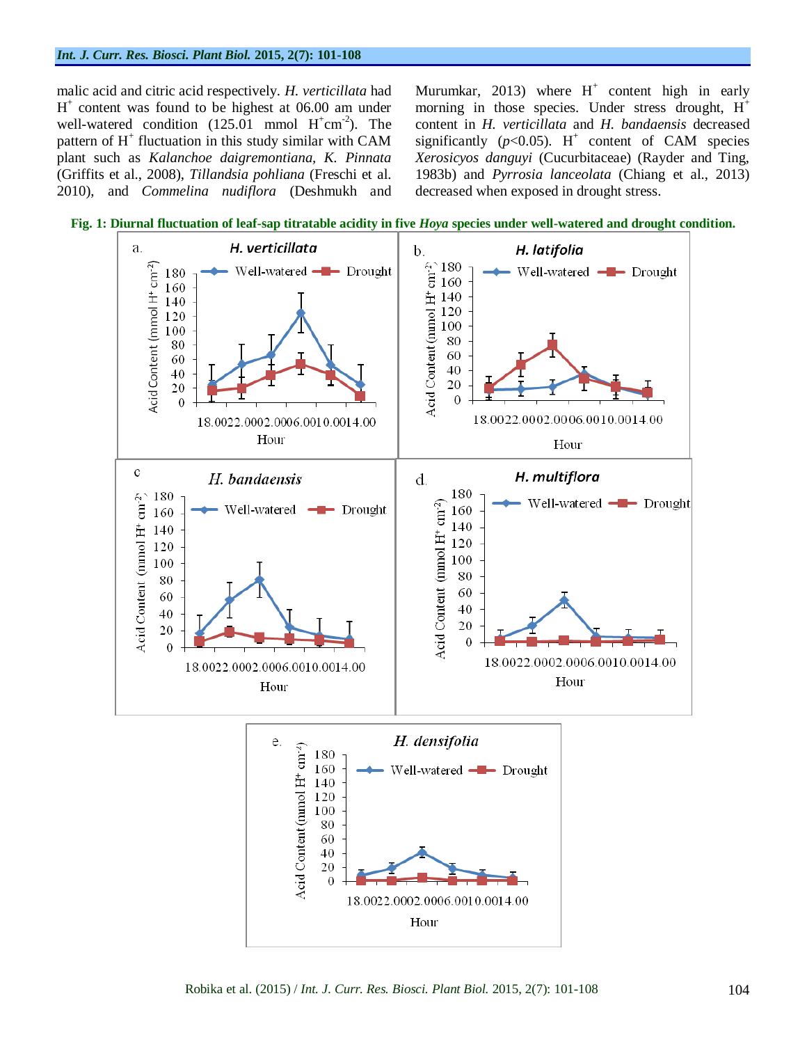malic acid and citric acid respectively. *H. verticillata* had $H^+$ content was found to be highest at 06.00 am under well-watered condition (125.01 mmol $H^+cm^{-2}$). The pattern of $H^+$ fluctuation in this study similar with CAM plant such as *Kalanchoe daigremontiana, K. Pinnata* (Griffits et al., 2008), *Tillandsia pohliana* (Freschi et al. 2010), and *Commelina nudiflora* (Deshmukh and Murumkar, 2013) where $H^+$ content high in early morning in those species. Under stress drought, $H^+$ content in *H. verticillata* and *H. bandaensis* decreased significantly ($p$<0.05). $H^+$ content of CAM species *Xerosicyos danguyi* (Cucurbitaceae) (Rayder and Ting, 1983b) and *Pyrrosia lanceolata* (Chiang et al., 2013) decreased when exposed in drought stress.

**Fig. 1: Diurnal fluctuation of leaf-sap titratable acidity in five *Hoya* species under well-watered and drought condition.**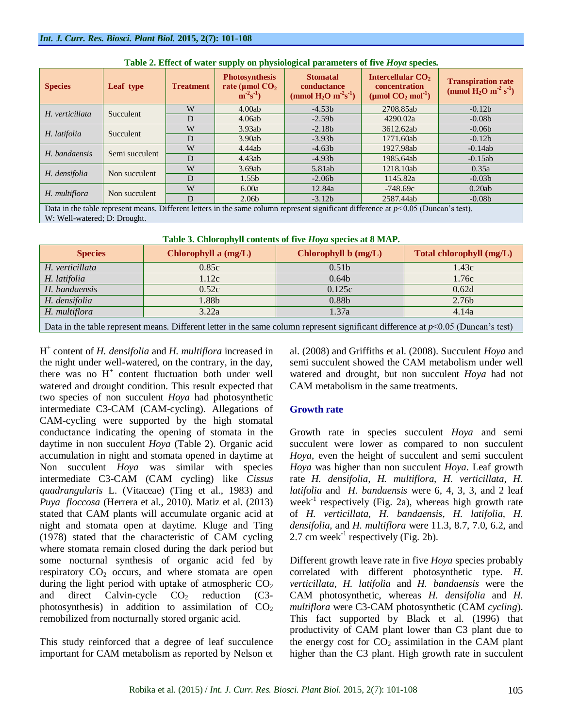**Table 2. Effect of water supply on physiological parameters of five *Hoya* species.**

| Species | Leaf type | Treatment | Photosynthesis rate (µmol $CO_2$ $m^{-2}s^{-1}$) | Stomatal conductance (mmol $H_2O$ $m^{-2}s^{-1}$) | Intercellular $CO_2$ concentration (µmol $CO_2$ $mol^{-1}$) | Transpiration rate (mmol $H_2O$ $m^{-2}$ $s^{-1}$) |
|---|---|---|---|---|---|---|
| *H. verticillata* | Succulent | W | 4.00ab | -4.53b | 2708.85ab | -0.12b |
| | | D | 4.06ab | -2.59b | 4290.02a | -0.08b |
| *H. latifolia* | Succulent | W | 3.93ab | -2.18b | 3612.62ab | -0.06b |
| | | D | 3.90ab | -3.93b | 1771.60ab | -0.12b |
| *H. bandaensis* | Semi succulent | W | 4.44ab | -4.63b | 1927.98ab | -0.14ab |
| | | D | 4.43ab | -4.93b | 1985.64ab | -0.15ab |
| *H. densifolia* | Non succulent | W | 3.69ab | 5.81ab | 1218.10ab | 0.35a |
| | | D | 1.55b | -2.06b | 1145.82a | -0.03b |
| *H. multiflora* | Non succulent | W | 6.00a | 12.84a | -748.69c | 0.20ab |
| | | D | 2.06b | -3.12b | 2587.44ab | -0.08b |

Data in the table represent means. Different letters in the same column represent significant difference at $p<0.05$ (Duncan's test). W: Well-watered; D: Drought.

**Table 3. Chlorophyll contents of five *Hoya* species at 8 MAP.**

| Species | Chlorophyll a (mg/L) | Chlorophyll b (mg/L) | Total chlorophyll (mg/L) |
|---|---|---|---|
| *H. verticillata* | 0.85c | 0.51b | 1.43c |
| *H. latifolia* | 1.12c | 0.64b | 1.76c |
| *H. bandaensis* | 0.52c | 0.125c | 0.62d |
| *H. densifolia* | 1.88b | 0.88b | 2.76b |
| *H. multiflora* | 3.22a | 1.37a | 4.14a |

Data in the table represent means. Different letter in the same column represent significant difference at $p<0.05$ (Duncan's test)

$H^+$ content of *H. densifolia* and *H. multiflora* increased in the night under well-watered, on the contrary, in the day, there was no $H^+$ content fluctuation both under well watered and drought condition. This result expected that two species of non succulent *Hoya* had photosynthetic intermediate C3-CAM (CAM-cycling). Allegations of CAM-cycling were supported by the high stomatal conductance indicating the opening of stomata in the daytime in non succulent *Hoya* (Table 2). Organic acid accumulation in night and stomata opened in daytime at Non succulent *Hoya* was similar with species intermediate C3-CAM (CAM cycling) like *Cissus quadrangularis* L. (Vitaceae) (Ting et al., 1983) and *Puya floccosa* (Herrera et al., 2010). Matiz et al. (2013) stated that CAM plants will accumulate organic acid at night and stomata open at daytime. Kluge and Ting (1978) stated that the characteristic of CAM cycling where stomata remain closed during the dark period but some nocturnal synthesis of organic acid fed by respiratory $CO_2$ occurs, and where stomata are open during the light period with uptake of atmospheric $CO_2$ and direct Calvin-cycle $CO_2$ reduction (C3-photosynthesis) in addition to assimilation of $CO_2$ remobilized from nocturnally stored organic acid.

This study reinforced that a degree of leaf succulence important for CAM metabolism as reported by Nelson et al. (2008) and Griffiths et al. (2008). Succulent *Hoya* and semi succulent showed the CAM metabolism under well watered and drought, but non succulent *Hoya* had not CAM metabolism in the same treatments.

## Growth rate

Growth rate in species succulent *Hoya* and semi succulent were lower as compared to non succulent *Hoya,* even the height of succulent and semi succulent *Hoya* was higher than non succulent *Hoya*. Leaf growth rate *H. densifolia, H. multiflora, H. verticillata, H. latifolia* and *H. bandaensis* were 6, 4, 3, 3, and 2 leaf week$^{-1}$ respectively (Fig. 2a), whereas high growth rate of *H. verticillata, H. bandaensis, H. latifolia, H. densifolia,* and *H. multiflora* were 11.3, 8.7, 7.0, 6.2, and 2.7 cm week$^{-1}$ respectively (Fig. 2b).

Different growth leave rate in five *Hoya* species probably correlated with different photosynthetic type. *H. verticillata, H. latifolia* and *H. bandaensis* were the CAM photosynthetic, whereas *H. densifolia* and *H. multiflora* were C3-CAM photosynthetic (CAM *cycling*). This fact supported by Black et al. (1996) that productivity of CAM plant lower than C3 plant due to the energy cost for $CO_2$ assimilation in the CAM plant higher than the C3 plant. High growth rate in succulent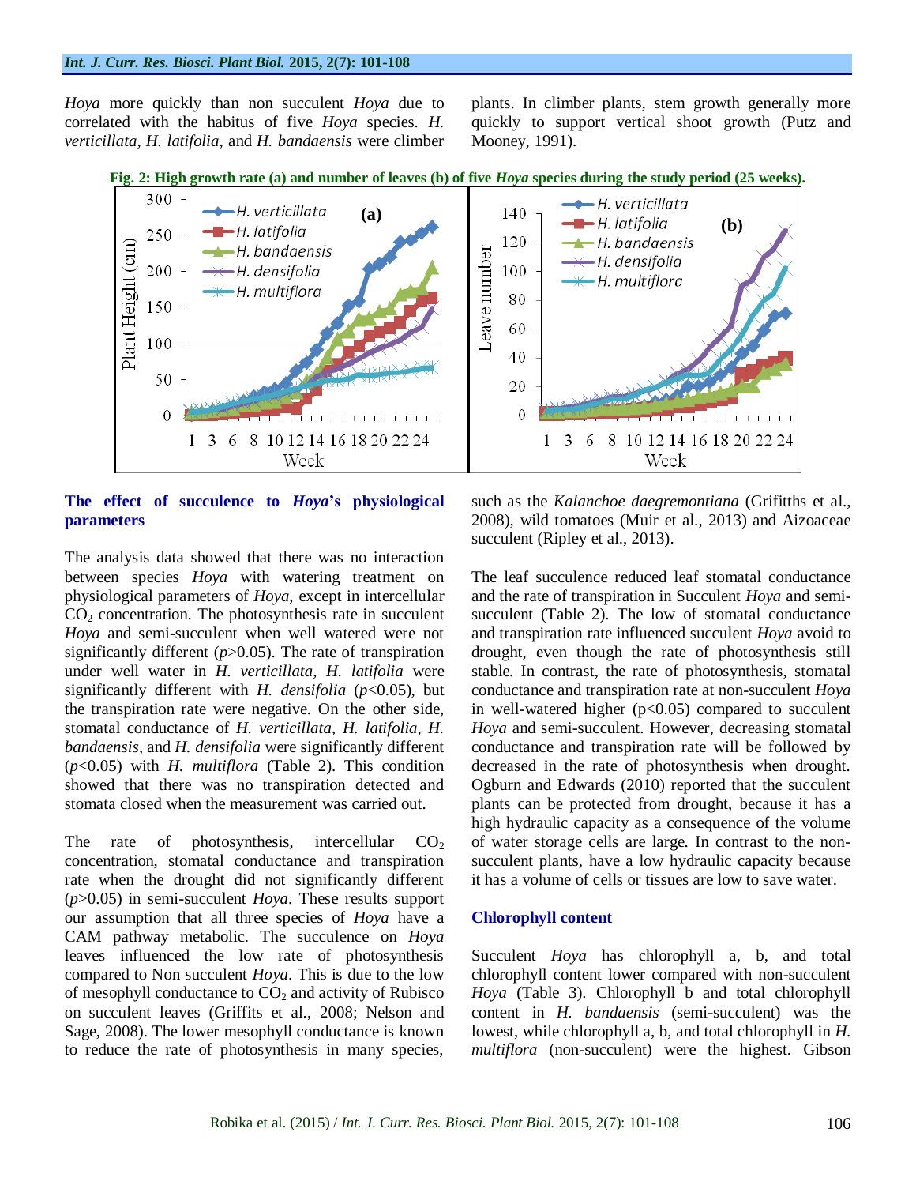*Hoya* more quickly than non succulent *Hoya* due to correlated with the habitus of five *Hoya* species. *H. verticillata*, *H. latifolia*, and *H. bandaensis* were climber plants. In climber plants, stem growth generally more quickly to support vertical shoot growth (Putz and Mooney, 1991).

**Fig. 2: High growth rate (a) and number of leaves (b) of five *Hoya* species during the study period (25 weeks).**

### The effect of succulence to *Hoya*'s physiological parameters

The analysis data showed that there was no interaction between species *Hoya* with watering treatment on physiological parameters of *Hoya*, except in intercellular $CO_2$ concentration. The photosynthesis rate in succulent *Hoya* and semi-succulent when well watered were not significantly different ($p$>0.05). The rate of transpiration under well water in *H. verticillata*, *H. latifolia* were significantly different with *H. densifolia* ($p$<0.05), but the transpiration rate were negative. On the other side, stomatal conductance of *H. verticillata*, *H. latifolia*, *H. bandaensis*, and *H. densifolia* were significantly different ($p$<0.05) with *H. multiflora* (Table 2). This condition showed that there was no transpiration detected and stomata closed when the measurement was carried out.

The rate of photosynthesis, intercellular $CO_2$ concentration, stomatal conductance and transpiration rate when the drought did not significantly different ($p$>0.05) in semi-succulent *Hoya*. These results support our assumption that all three species of *Hoya* have a CAM pathway metabolic. The succulence on *Hoya* leaves influenced the low rate of photosynthesis compared to Non succulent *Hoya*. This is due to the low of mesophyll conductance to $CO_2$ and activity of Rubisco on succulent leaves (Griffits et al., 2008; Nelson and Sage, 2008). The lower mesophyll conductance is known to reduce the rate of photosynthesis in many species, such as the *Kalanchoe daegremontiana* (Grifitths et al., 2008), wild tomatoes (Muir et al., 2013) and Aizoaceae succulent (Ripley et al., 2013).

The leaf succulence reduced leaf stomatal conductance and the rate of transpiration in Succulent *Hoya* and semi-succulent (Table 2). The low of stomatal conductance and transpiration rate influenced succulent *Hoya* avoid to drought, even though the rate of photosynthesis still stable. In contrast, the rate of photosynthesis, stomatal conductance and transpiration rate at non-succulent *Hoya* in well-watered higher (p<0.05) compared to succulent *Hoya* and semi-succulent. However, decreasing stomatal conductance and transpiration rate will be followed by decreased in the rate of photosynthesis when drought. Ogburn and Edwards (2010) reported that the succulent plants can be protected from drought, because it has a high hydraulic capacity as a consequence of the volume of water storage cells are large. In contrast to the non-succulent plants, have a low hydraulic capacity because it has a volume of cells or tissues are low to save water.

### Chlorophyll content

Succulent *Hoya* has chlorophyll a, b, and total chlorophyll content lower compared with non-succulent *Hoya* (Table 3). Chlorophyll b and total chlorophyll content in *H. bandaensis* (semi-succulent) was the lowest, while chlorophyll a, b, and total chlorophyll in *H. multiflora* (non-succulent) were the highest. Gibson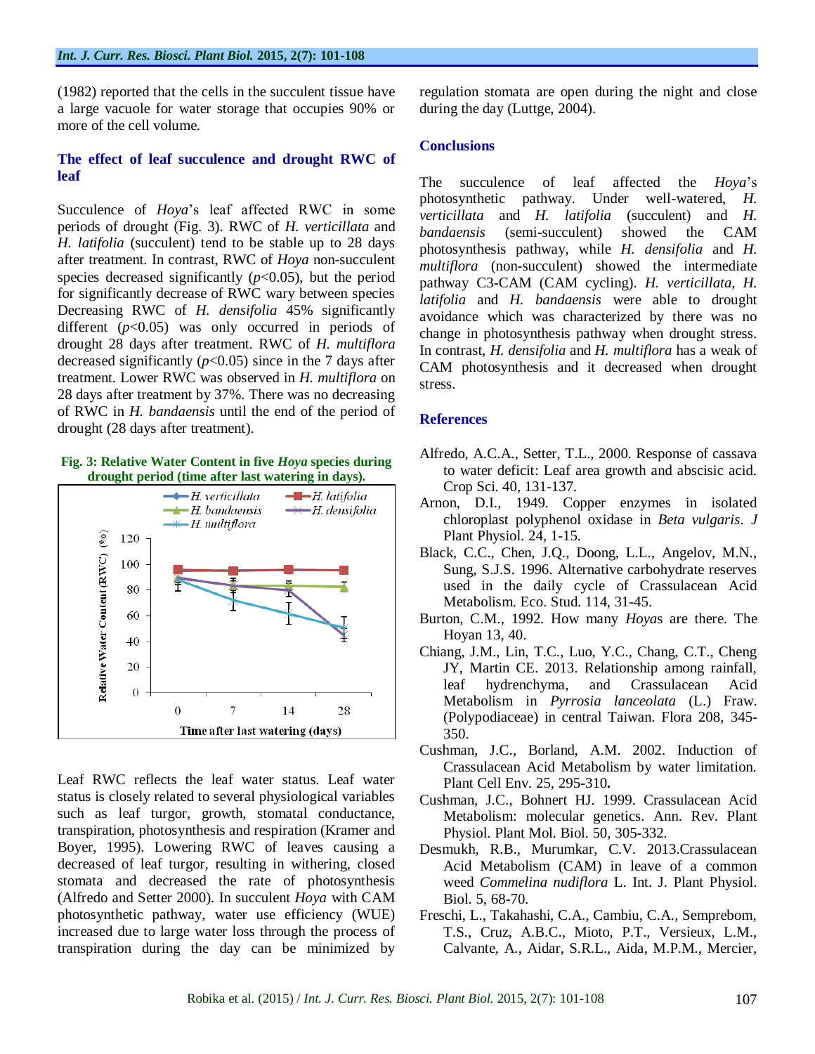(1982) reported that the cells in the succulent tissue have a large vacuole for water storage that occupies 90% or more of the cell volume.

### The effect of leaf succulence and drought RWC of leaf

Succulence of *Hoya*'s leaf affected RWC in some periods of drought (Fig. 3). RWC of *H. verticillata* and *H. latifolia* (succulent) tend to be stable up to 28 days after treatment. In contrast, RWC of *Hoya* non-succulent species decreased significantly ($p$<0.05), but the period for significantly decrease of RWC wary between species Decreasing RWC of *H. densifolia* 45% significantly different ($p$<0.05) was only occurred in periods of drought 28 days after treatment. RWC of *H. multiflora* decreased significantly ($p$<0.05) since in the 7 days after treatment. Lower RWC was observed in *H. multiflora* on 28 days after treatment by 37%. There was no decreasing of RWC in *H. bandaensis* until the end of the period of drought (28 days after treatment).

**Fig. 3: Relative Water Content in five *Hoya* species during drought period (time after last watering in days).**

Leaf RWC reflects the leaf water status. Leaf water status is closely related to several physiological variables such as leaf turgor, growth, stomatal conductance, transpiration, photosynthesis and respiration (Kramer and Boyer, 1995). Lowering RWC of leaves causing a decreased of leaf turgor, resulting in withering, closed stomata and decreased the rate of photosynthesis (Alfredo and Setter 2000). In succulent *Hoya* with CAM photosynthetic pathway, water use efficiency (WUE) increased due to large water loss through the process of transpiration during the day can be minimized by regulation stomata are open during the night and close during the day (Luttge, 2004).

### Conclusions

The succulence of leaf affected the *Hoya*'s photosynthetic pathway. Under well-watered, *H. verticillata* and *H. latifolia* (succulent) and *H. bandaensis* (semi-succulent) showed the CAM photosynthesis pathway, while *H. densifolia* and *H. multiflora* (non-succulent) showed the intermediate pathway C3-CAM (CAM cycling). *H. verticillata*, *H. latifolia* and *H. bandaensis* were able to drought avoidance which was characterized by there was no change in photosynthesis pathway when drought stress. In contrast, *H. densifolia* and *H. multiflora* has a weak of CAM photosynthesis and it decreased when drought stress.

### References

Alfredo, A.C.A., Setter, T.L., 2000. Response of cassava to water deficit: Leaf area growth and abscisic acid. Crop Sci. 40, 131-137.

Arnon, D.I., 1949. Copper enzymes in isolated chloroplast polyphenol oxidase in *Beta vulgaris*. *J* Plant Physiol. 24, 1-15.

Black, C.C., Chen, J.Q., Doong, L.L., Angelov, M.N., Sung, S.J.S. 1996. Alternative carbohydrate reserves used in the daily cycle of Crassulacean Acid Metabolism. Eco. Stud. 114, 31-45.

Burton, C.M., 1992. How many *Hoya*s are there. The Hoyan 13, 40.

Chiang, J.M., Lin, T.C., Luo, Y.C., Chang, C.T., Cheng JY, Martin CE. 2013. Relationship among rainfall, leaf hydrenchyma, and Crassulacean Acid Metabolism in *Pyrrosia lanceolata* (L.) Fraw. (Polypodiaceae) in central Taiwan. Flora 208, 345-350.

Cushman, J.C., Borland, A.M. 2002. Induction of Crassulacean Acid Metabolism by water limitation. Plant Cell Env. 25, 295-310**.**

Cushman, J.C., Bohnert HJ. 1999. Crassulacean Acid Metabolism: molecular genetics. Ann. Rev. Plant Physiol. Plant Mol. Biol. 50, 305-332.

Desmukh, R.B., Murumkar, C.V. 2013.Crassulacean Acid Metabolism (CAM) in leave of a common weed *Commelina nudiflora* L. Int. J. Plant Physiol. Biol. 5, 68-70.

Freschi, L., Takahashi, C.A., Cambiu, C.A., Semprebom, T.S., Cruz, A.B.C., Mioto, P.T., Versieux, L.M., Calvante, A., Aidar, S.R.L., Aida, M.P.M., Mercier,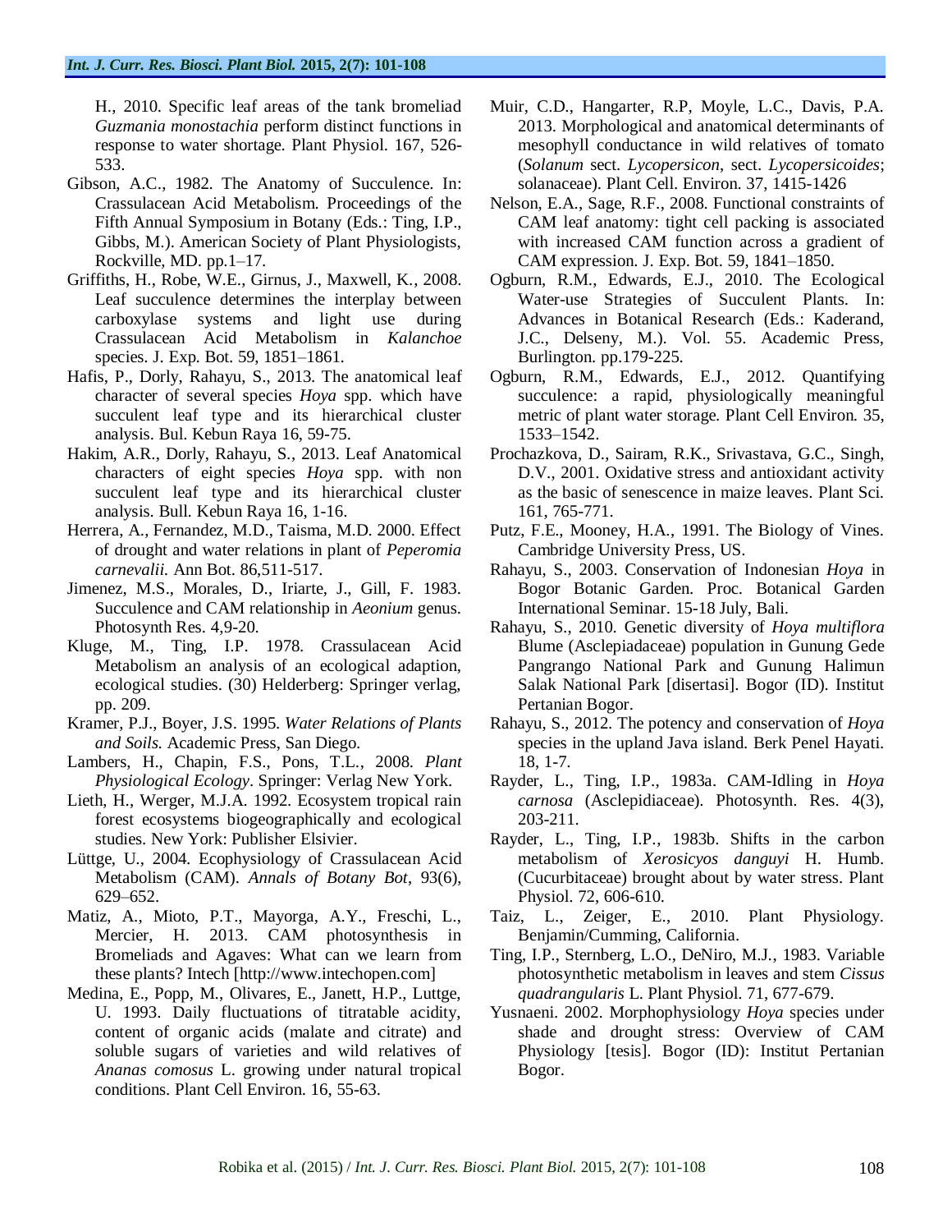H., 2010. Specific leaf areas of the tank bromeliad *Guzmania monostachia* perform distinct functions in response to water shortage. Plant Physiol. 167, 526-533.

Gibson, A.C., 1982. The Anatomy of Succulence. In: Crassulacean Acid Metabolism. Proceedings of the Fifth Annual Symposium in Botany (Eds.: Ting, I.P., Gibbs, M.). American Society of Plant Physiologists, Rockville, MD. pp.1–17.

Griffiths, H., Robe, W.E., Girnus, J., Maxwell, K., 2008. Leaf succulence determines the interplay between carboxylase systems and light use during Crassulacean Acid Metabolism in *Kalanchoe* species. J. Exp. Bot. 59, 1851–1861.

Hafis, P., Dorly, Rahayu, S., 2013. The anatomical leaf character of several species *Hoya* spp. which have succulent leaf type and its hierarchical cluster analysis. Bul. Kebun Raya 16, 59-75.

Hakim, A.R., Dorly, Rahayu, S., 2013. Leaf Anatomical characters of eight species *Hoya* spp. with non succulent leaf type and its hierarchical cluster analysis. Bull. Kebun Raya 16, 1-16.

Herrera, A., Fernandez, M.D., Taisma, M.D. 2000. Effect of drought and water relations in plant of *Peperomia carnevalii.* Ann Bot. 86,511-517.

Jimenez, M.S., Morales, D., Iriarte, J., Gill, F. 1983. Succulence and CAM relationship in *Aeonium* genus. Photosynth Res. 4,9-20.

Kluge, M., Ting, I.P. 1978. Crassulacean Acid Metabolism an analysis of an ecological adaption, ecological studies. (30) Helderberg: Springer verlag, pp. 209.

Kramer, P.J., Boyer, J.S. 1995. *Water Relations of Plants and Soils.* Academic Press, San Diego.

Lambers, H., Chapin, F.S., Pons, T.L., 2008. *Plant Physiological Ecology*. Springer: Verlag New York.

Lieth, H., Werger, M.J.A. 1992. Ecosystem tropical rain forest ecosystems biogeographically and ecological studies. New York: Publisher Elsivier.

Lüttge, U., 2004. Ecophysiology of Crassulacean Acid Metabolism (CAM). *Annals of Botany Bot*, 93(6), 629–652.

Matiz, A., Mioto, P.T., Mayorga, A.Y., Freschi, L., Mercier, H. 2013. CAM photosynthesis in Bromeliads and Agaves: What can we learn from these plants? Intech [http://www.intechopen.com]

Medina, E., Popp, M., Olivares, E., Janett, H.P., Luttge, U. 1993. Daily fluctuations of titratable acidity, content of organic acids (malate and citrate) and soluble sugars of varieties and wild relatives of *Ananas comosus* L. growing under natural tropical conditions. Plant Cell Environ. 16, 55-63.

Muir, C.D., Hangarter, R.P, Moyle, L.C., Davis, P.A. 2013. Morphological and anatomical determinants of mesophyll conductance in wild relatives of tomato (*Solanum* sect. *Lycopersicon*, sect. *Lycopersicoides*; solanaceae). Plant Cell. Environ. 37, 1415-1426

Nelson, E.A., Sage, R.F., 2008. Functional constraints of CAM leaf anatomy: tight cell packing is associated with increased CAM function across a gradient of CAM expression. J. Exp. Bot. 59, 1841–1850.

Ogburn, R.M., Edwards, E.J., 2010. The Ecological Water-use Strategies of Succulent Plants. In: Advances in Botanical Research (Eds.: Kaderand, J.C., Delseny, M.). Vol. 55. Academic Press, Burlington. pp.179-225.

Ogburn, R.M., Edwards, E.J., 2012. Quantifying succulence: a rapid, physiologically meaningful metric of plant water storage. Plant Cell Environ. 35, 1533–1542.

Prochazkova, D., Sairam, R.K., Srivastava, G.C., Singh, D.V., 2001. Oxidative stress and antioxidant activity as the basic of senescence in maize leaves. Plant Sci. 161, 765-771.

Putz, F.E., Mooney, H.A., 1991. The Biology of Vines. Cambridge University Press, US.

Rahayu, S., 2003. Conservation of Indonesian *Hoya* in Bogor Botanic Garden. Proc. Botanical Garden International Seminar. 15-18 July, Bali.

Rahayu, S., 2010. Genetic diversity of *Hoya multiflora* Blume (Asclepiadaceae) population in Gunung Gede Pangrango National Park and Gunung Halimun Salak National Park [disertasi]. Bogor (ID). Institut Pertanian Bogor.

Rahayu, S., 2012. The potency and conservation of *Hoya* species in the upland Java island. Berk Penel Hayati. 18, 1-7.

Rayder, L., Ting, I.P., 1983a. CAM-Idling in *Hoya carnosa* (Asclepidiaceae). Photosynth. Res. 4(3), 203-211.

Rayder, L., Ting, I.P., 1983b. Shifts in the carbon metabolism of *Xerosicyos danguyi* H. Humb. (Cucurbitaceae) brought about by water stress. Plant Physiol. 72, 606-610.

Taiz, L., Zeiger, E., 2010. Plant Physiology. Benjamin/Cumming, California.

Ting, I.P., Sternberg, L.O., DeNiro, M.J., 1983. Variable photosynthetic metabolism in leaves and stem *Cissus quadrangularis* L. Plant Physiol. 71, 677-679.

Yusnaeni. 2002. Morphophysiology *Hoya* species under shade and drought stress: Overview of CAM Physiology [tesis]. Bogor (ID): Institut Pertanian Bogor.